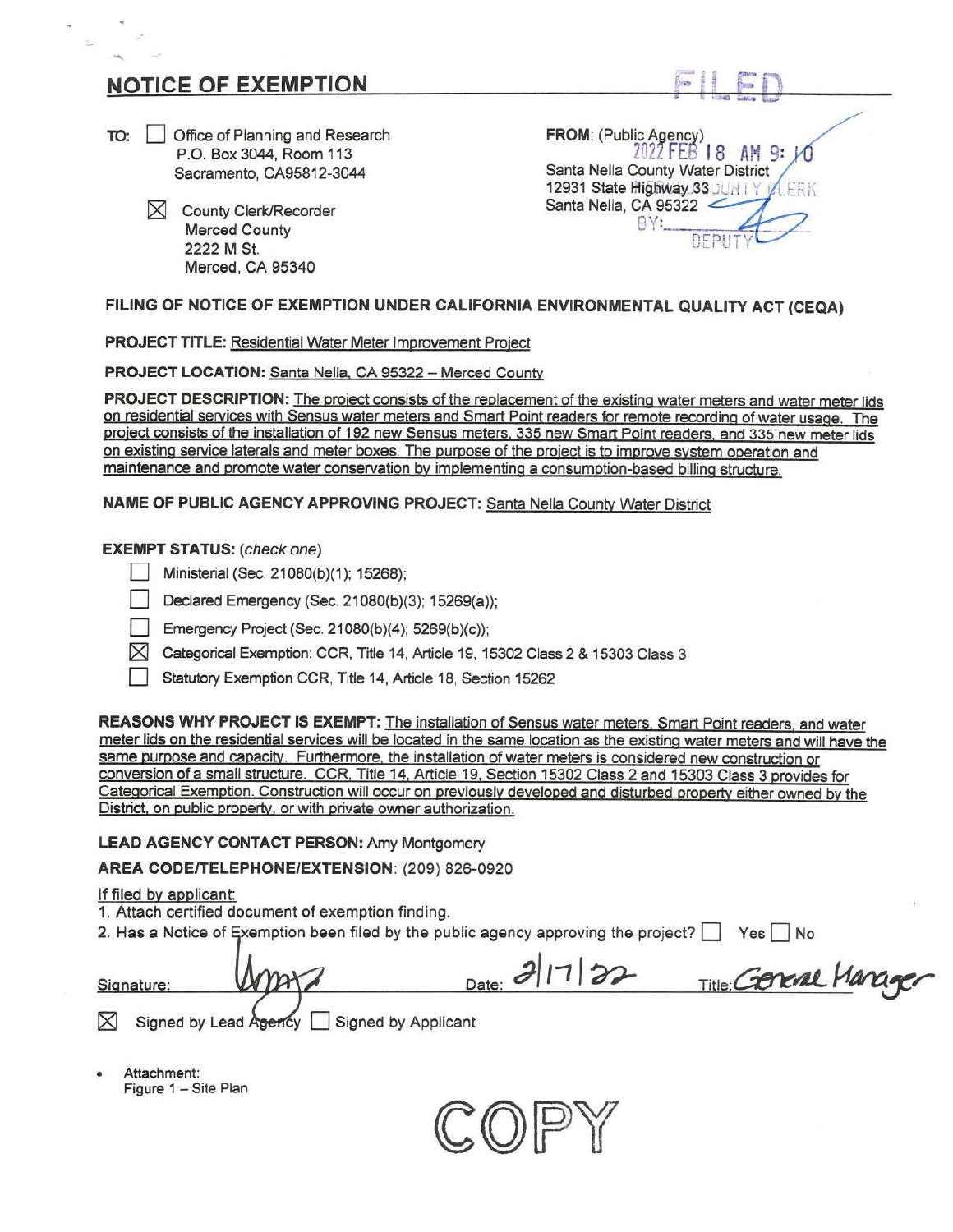# NOTICE OF EXEMPTION

FILED
2022 FEB 18 AM 9:10
MERCED COUNTY CLERK
BY: DEPUTY

**TO:** ☐ Office of Planning and Research
P.O. Box 3044, Room 113
Sacramento, CA95812-3044

☒ County Clerk/Recorder
Merced County
2222 M St.
Merced, CA 95340

**FROM:** (Public Agency)
Santa Nella County Water District
12931 State Highway 33
Santa Nella, CA 95322

## FILING OF NOTICE OF EXEMPTION UNDER CALIFORNIA ENVIRONMENTAL QUALITY ACT (CEQA)

**PROJECT TITLE:** Residential Water Meter Improvement Project

**PROJECT LOCATION:** Santa Nella, CA 95322 – Merced County

**PROJECT DESCRIPTION:** The project consists of the replacement of the existing water meters and water meter lids on residential services with Sensus water meters and Smart Point readers for remote recording of water usage. The project consists of the installation of 192 new Sensus meters, 335 new Smart Point readers, and 335 new meter lids on existing service laterals and meter boxes. The purpose of the project is to improve system operation and maintenance and promote water conservation by implementing a consumption-based billing structure.

**NAME OF PUBLIC AGENCY APPROVING PROJECT:** Santa Nella County Water District

**EXEMPT STATUS:** *(check one)*

- ☐ Ministerial (Sec. 21080(b)(1); 15268);
- ☐ Declared Emergency (Sec. 21080(b)(3); 15269(a));
- ☐ Emergency Project (Sec. 21080(b)(4); 5269(b)(c));
- ☒ Categorical Exemption: CCR, Title 14, Article 19, 15302 Class 2 & 15303 Class 3
- ☐ Statutory Exemption CCR, Title 14, Article 18, Section 15262

**REASONS WHY PROJECT IS EXEMPT:** The installation of Sensus water meters, Smart Point readers, and water meter lids on the residential services will be located in the same location as the existing water meters and will have the same purpose and capacity. Furthermore, the installation of water meters is considered new construction or conversion of a small structure. CCR, Title 14, Article 19, Section 15302 Class 2 and 15303 Class 3 provides for Categorical Exemption. Construction will occur on previously developed and disturbed property either owned by the District, on public property, or with private owner authorization.

**LEAD AGENCY CONTACT PERSON:** Amy Montgomery

**AREA CODE/TELEPHONE/EXTENSION:** (209) 826-0920

If filed by applicant:
1. Attach certified document of exemption finding.
2. Has a Notice of Exemption been filed by the public agency approving the project? ☐ Yes ☐ No

Signature: [signature] Date: 2/17/22 Title: General Manager

☒ Signed by Lead Agency ☐ Signed by Applicant

- Attachment:
  Figure 1 – Site Plan

COPY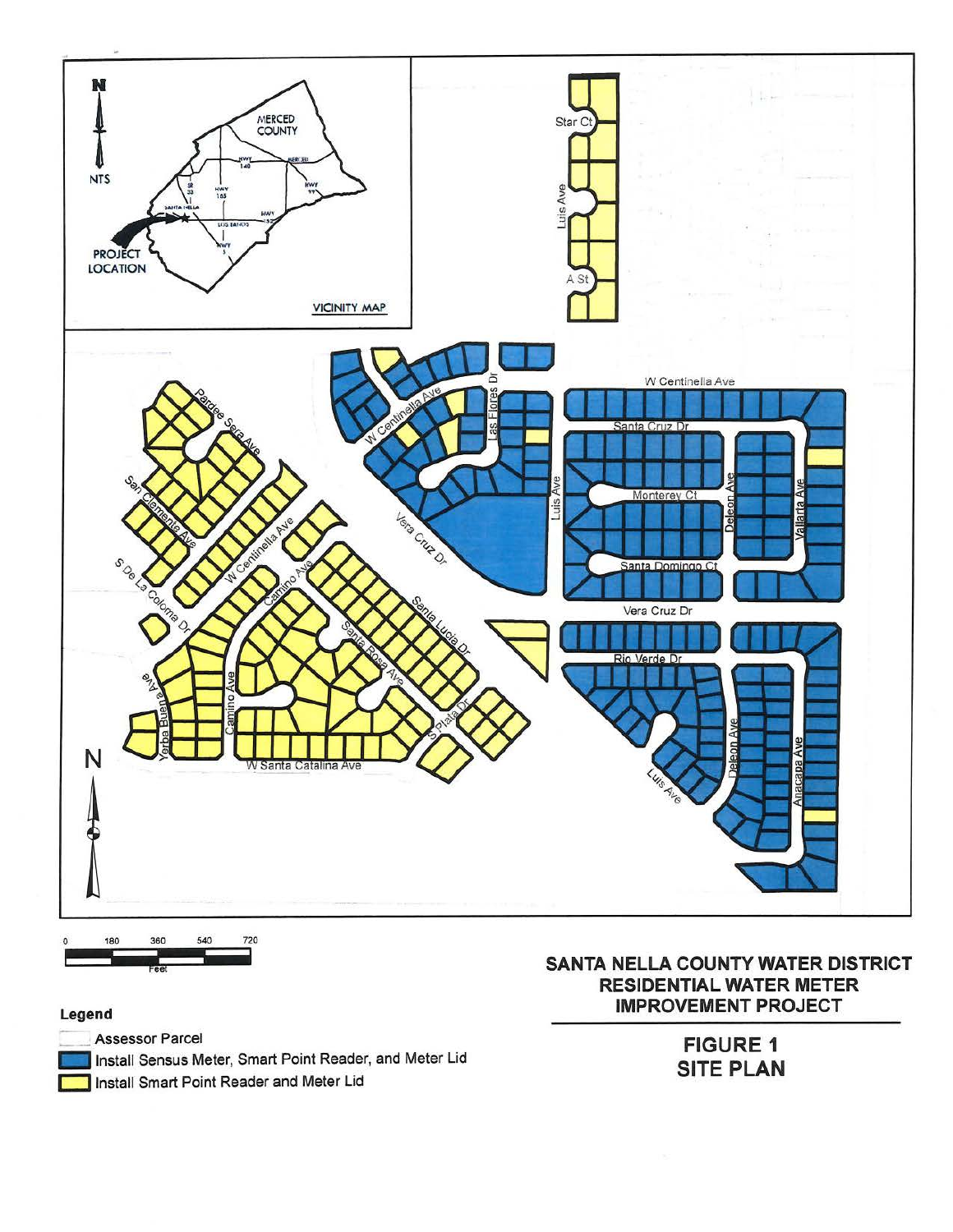# SANTA NELLA COUNTY WATER DISTRICT RESIDENTIAL WATER METER IMPROVEMENT PROJECT

## FIGURE 1 SITE PLAN

**Legend**

- Assessor Parcel
- Install Sensus Meter, Smart Point Reader, and Meter Lid
- Install Smart Point Reader and Meter Lid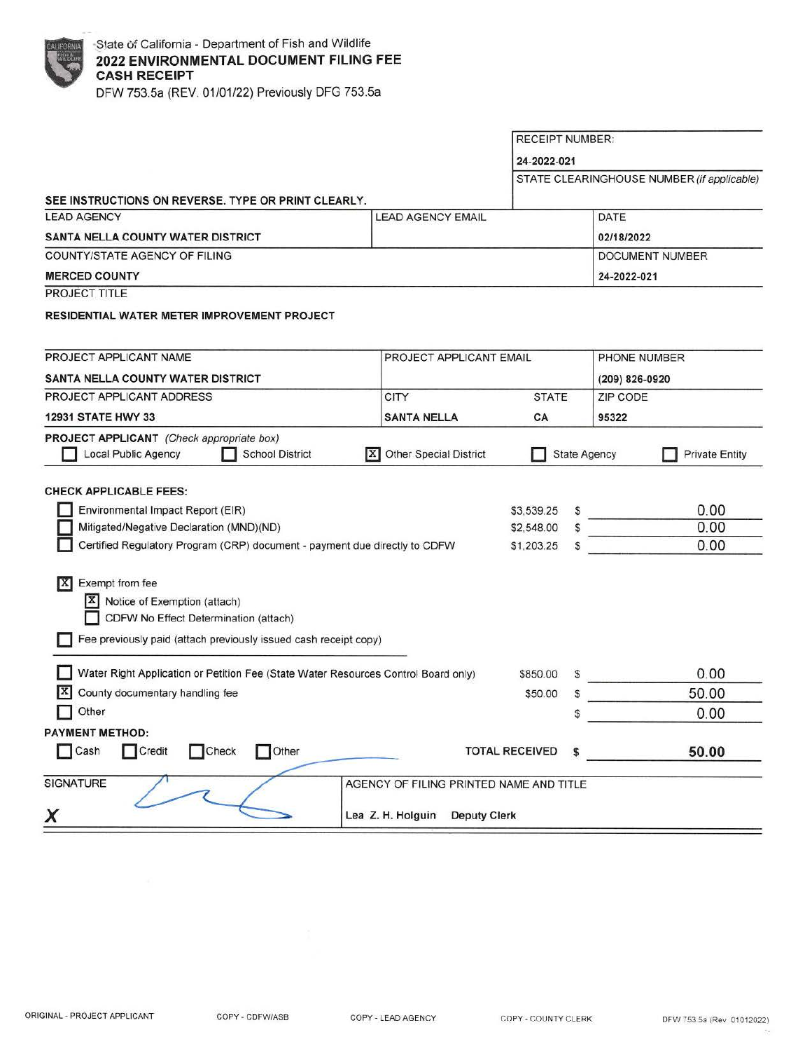State of California - Department of Fish and Wildlife
**2022 ENVIRONMENTAL DOCUMENT FILING FEE**
**CASH RECEIPT**
DFW 753.5a (REV. 01/01/22) Previously DFG 753.5a

RECEIPT NUMBER:
24-2022-021

STATE CLEARINGHOUSE NUMBER *(if applicable)*

**SEE INSTRUCTIONS ON REVERSE. TYPE OR PRINT CLEARLY.**

| LEAD AGENCY | LEAD AGENCY EMAIL | DATE |
|---|---|---|
| SANTA NELLA COUNTY WATER DISTRICT | | 02/18/2022 |

| COUNTY/STATE AGENCY OF FILING | DOCUMENT NUMBER |
|---|---|
| MERCED COUNTY | 24-2022-021 |

PROJECT TITLE

**RESIDENTIAL WATER METER IMPROVEMENT PROJECT**

| PROJECT APPLICANT NAME | PROJECT APPLICANT EMAIL | | PHONE NUMBER |
|---|---|---|---|
| SANTA NELLA COUNTY WATER DISTRICT | | | (209) 826-0920 |
| PROJECT APPLICANT ADDRESS | CITY | STATE | ZIP CODE |
| 12931 STATE HWY 33 | SANTA NELLA | CA | 95322 |

**PROJECT APPLICANT** *(Check appropriate box)*

☐ Local Public Agency ☐ School District ☒ Other Special District ☐ State Agency ☐ Private Entity

**CHECK APPLICABLE FEES:**

| | | |
|---|---|---|
| ☐ Environmental Impact Report (EIR) | $3,539.25 | $ 0.00 |
| ☐ Mitigated/Negative Declaration (MND)(ND) | $2,548.00 | $ 0.00 |
| ☐ Certified Regulatory Program (CRP) document - payment due directly to CDFW | $1,203.25 | $ 0.00 |

☒ Exempt from fee
- ☒ Notice of Exemption (attach)
- ☐ CDFW No Effect Determination (attach)

☐ Fee previously paid (attach previously issued cash receipt copy)

| | | |
|---|---|---|
| ☐ Water Right Application or Petition Fee (State Water Resources Control Board only) | $850.00 | $ 0.00 |
| ☒ County documentary handling fee | $50.00 | $ 50.00 |
| ☐ Other | | $ 0.00 |

**PAYMENT METHOD:**

☐ Cash ☐ Credit ☐ Check ☐ Other

TOTAL RECEIVED $ **50.00**

| SIGNATURE | AGENCY OF FILING PRINTED NAME AND TITLE |
|---|---|
| X | Lea Z. H. Holguin Deputy Clerk |

ORIGINAL - PROJECT APPLICANT COPY - CDFW/ASB COPY - LEAD AGENCY COPY - COUNTY CLERK DFW 753.5a (Rev. 01012022)